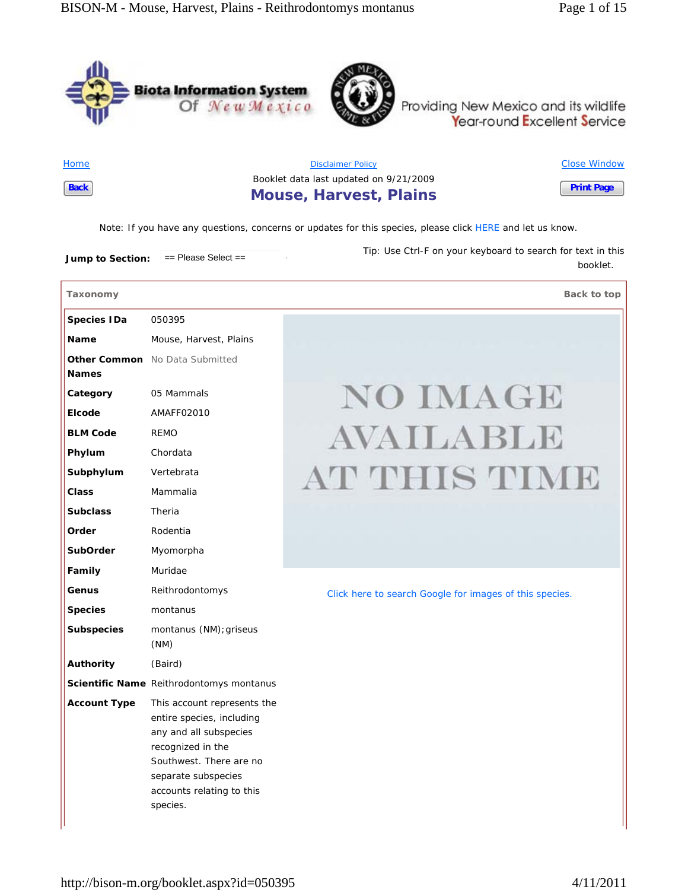Biota Information System Of New Mexico

Providing New Mexico and its wildlife Year-round Excellent Service

Home | Disclaimer Policy | Close Window

Back | Print Page

Booklet data last updated on 9/21/2009

# Mouse, Harvest, Plains

Note: If you have any questions, concerns or updates for this species, please click HERE and let us know.

**Jump to Section:** == Please Select ==

Tip: Use Ctrl-F on your keyboard to search for text in this booklet.

## Taxonomy

Back to top

| | |
|---|---|
| **Species IDa** | 050395 |
| **Name** | Mouse, Harvest, Plains |
| **Other Common Names** | No Data Submitted |
| **Category** | 05 Mammals |
| **Elcode** | AMAFF02010 |
| **BLM Code** | REMO |
| **Phylum** | Chordata |
| **Subphylum** | Vertebrata |
| **Class** | Mammalia |
| **Subclass** | Theria |
| **Order** | Rodentia |
| **SubOrder** | Myomorpha |
| **Family** | Muridae |
| **Genus** | Reithrodontomys |
| **Species** | montanus |
| **Subspecies** | montanus (NM); griseus (NM) |
| **Authority** | (Baird) |
| **Scientific Name** | Reithrodontomys montanus |
| **Account Type** | This account represents the entire species, including any and all subspecies recognized in the Southwest. There are no separate subspecies accounts relating to this species. |

NO IMAGE AVAILABLE AT THIS TIME

Click here to search Google for images of this species.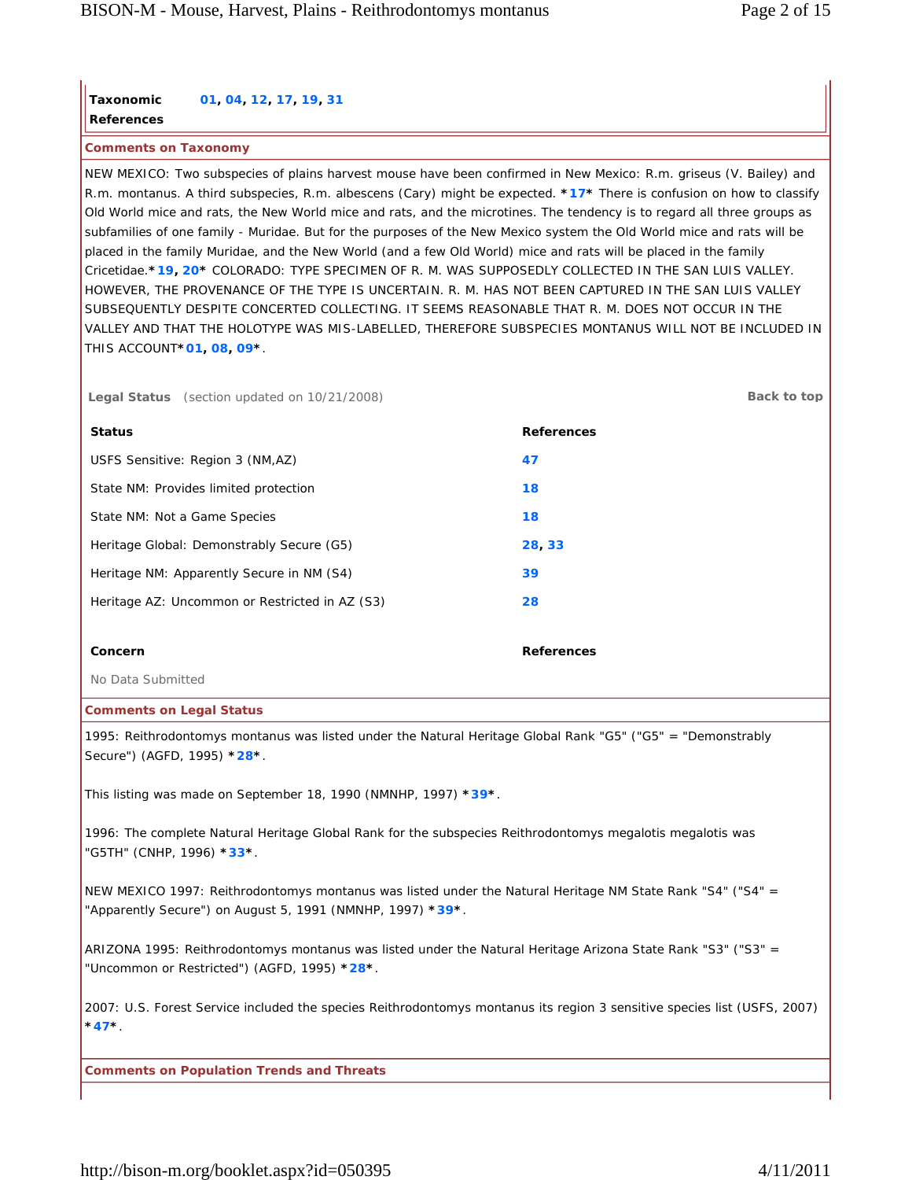| Taxonomic References | 01, 04, 12, 17, 19, 31 |
|---|---|

**Comments on Taxonomy**

NEW MEXICO: Two subspecies of plains harvest mouse have been confirmed in New Mexico: R.m. griseus (V. Bailey) and R.m. montanus. A third subspecies, R.m. albescens (Cary) might be expected. *17* There is confusion on how to classify Old World mice and rats, the New World mice and rats, and the microtines. The tendency is to regard all three groups as subfamilies of one family - Muridae. But for the purposes of the New Mexico system the Old World mice and rats will be placed in the family Muridae, and the New World (and a few Old World) mice and rats will be placed in the family Cricetidae.*19, 20* COLORADO: TYPE SPECIMEN OF R. M. WAS SUPPOSEDLY COLLECTED IN THE SAN LUIS VALLEY. HOWEVER, THE PROVENANCE OF THE TYPE IS UNCERTAIN. R. M. HAS NOT BEEN CAPTURED IN THE SAN LUIS VALLEY SUBSEQUENTLY DESPITE CONCERTED COLLECTING. IT SEEMS REASONABLE THAT R. M. DOES NOT OCCUR IN THE VALLEY AND THAT THE HOLOTYPE WAS MIS-LABELLED, THEREFORE SUBSPECIES MONTANUS WILL NOT BE INCLUDED IN THIS ACCOUNT*01, 08, 09*.

**Legal Status** (section updated on 10/21/2008) Back to top

| Status | References |
|---|---|
| USFS Sensitive: Region 3 (NM,AZ) | 47 |
| State NM: Provides limited protection | 18 |
| State NM: Not a Game Species | 18 |
| Heritage Global: Demonstrably Secure (G5) | 28, 33 |
| Heritage NM: Apparently Secure in NM (S4) | 39 |
| Heritage AZ: Uncommon or Restricted in AZ (S3) | 28 |

| Concern | References |
|---|---|
| No Data Submitted | |

**Comments on Legal Status**

1995: Reithrodontomys montanus was listed under the Natural Heritage Global Rank "G5" ("G5" = "Demonstrably Secure") (AGFD, 1995) *28*.

This listing was made on September 18, 1990 (NMNHP, 1997) *39*.

1996: The complete Natural Heritage Global Rank for the subspecies Reithrodontomys megalotis megalotis was "G5TH" (CNHP, 1996) *33*.

NEW MEXICO 1997: Reithrodontomys montanus was listed under the Natural Heritage NM State Rank "S4" ("S4" = "Apparently Secure") on August 5, 1991 (NMNHP, 1997) *39*.

ARIZONA 1995: Reithrodontomys montanus was listed under the Natural Heritage Arizona State Rank "S3" ("S3" = "Uncommon or Restricted") (AGFD, 1995) *28*.

2007: U.S. Forest Service included the species Reithrodontomys montanus its region 3 sensitive species list (USFS, 2007) *47*.

**Comments on Population Trends and Threats**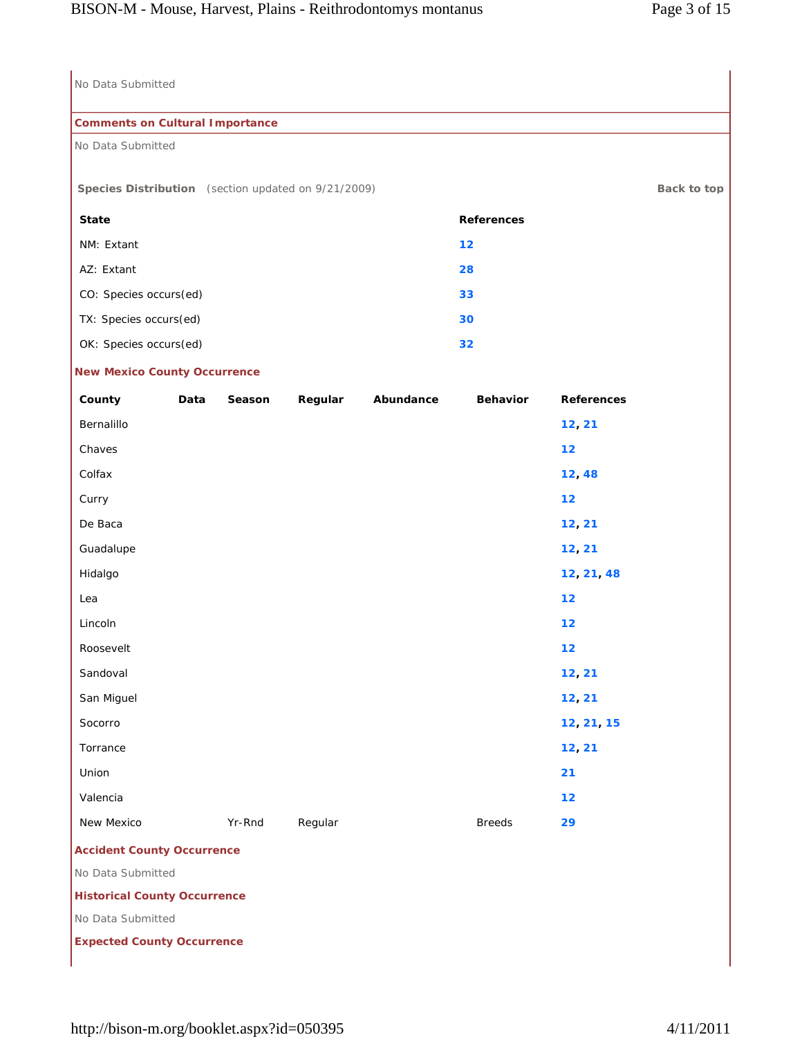No Data Submitted

**Comments on Cultural Importance**

No Data Submitted

**Species Distribution** (section updated on 9/21/2009) **Back to top**

| State | References |
|---|---|
| NM: Extant | 12 |
| AZ: Extant | 28 |
| CO: Species occurs(ed) | 33 |
| TX: Species occurs(ed) | 30 |
| OK: Species occurs(ed) | 32 |

**New Mexico County Occurrence**

| County | Data | Season | Regular | Abundance | Behavior | References |
|---|---|---|---|---|---|---|
| Bernalillo | | | | | | 12, 21 |
| Chaves | | | | | | 12 |
| Colfax | | | | | | 12, 48 |
| Curry | | | | | | 12 |
| De Baca | | | | | | 12, 21 |
| Guadalupe | | | | | | 12, 21 |
| Hidalgo | | | | | | 12, 21, 48 |
| Lea | | | | | | 12 |
| Lincoln | | | | | | 12 |
| Roosevelt | | | | | | 12 |
| Sandoval | | | | | | 12, 21 |
| San Miguel | | | | | | 12, 21 |
| Socorro | | | | | | 12, 21, 15 |
| Torrance | | | | | | 12, 21 |
| Union | | | | | | 21 |
| Valencia | | | | | | 12 |
| New Mexico | | Yr-Rnd | Regular | | Breeds | 29 |

**Accident County Occurrence**

No Data Submitted

**Historical County Occurrence**

No Data Submitted

**Expected County Occurrence**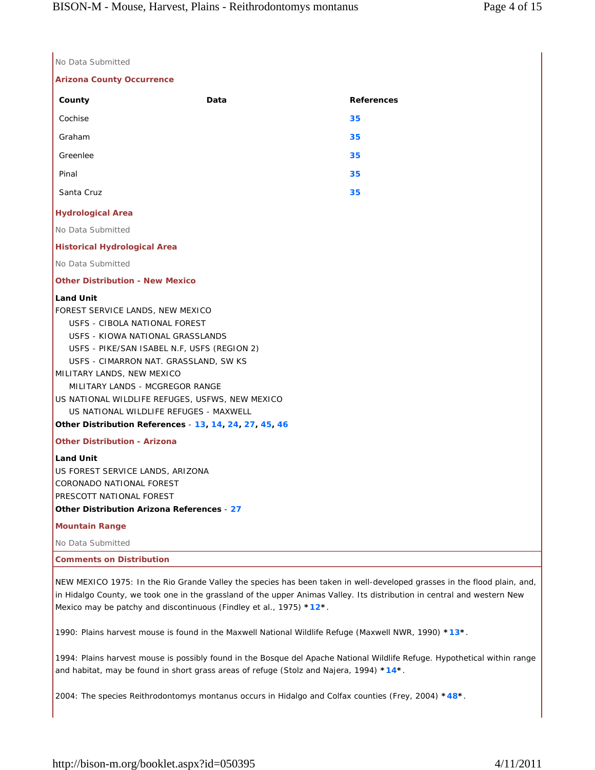No Data Submitted

### Arizona County Occurrence

| County | Data | References |
|---|---|---|
| Cochise | | 35 |
| Graham | | 35 |
| Greenlee | | 35 |
| Pinal | | 35 |
| Santa Cruz | | 35 |

### Hydrological Area

No Data Submitted

### Historical Hydrological Area

No Data Submitted

### Other Distribution - New Mexico

**Land Unit**

FOREST SERVICE LANDS, NEW MEXICO
- USFS - CIBOLA NATIONAL FOREST
- USFS - KIOWA NATIONAL GRASSLANDS
- USFS - PIKE/SAN ISABEL N.F, USFS (REGION 2)
- USFS - CIMARRON NAT. GRASSLAND, SW KS

MILITARY LANDS, NEW MEXICO
- MILITARY LANDS - MCGREGOR RANGE

US NATIONAL WILDLIFE REFUGES, USFWS, NEW MEXICO
- US NATIONAL WILDLIFE REFUGES - MAXWELL

**Other Distribution References** - **13**, **14**, **24**, **27**, **45**, **46**

### Other Distribution - Arizona

**Land Unit**

US FOREST SERVICE LANDS, ARIZONA
CORONADO NATIONAL FOREST
PRESCOTT NATIONAL FOREST

**Other Distribution Arizona References** - **27**

### Mountain Range

No Data Submitted

### Comments on Distribution

NEW MEXICO 1975: In the Rio Grande Valley the species has been taken in well-developed grasses in the flood plain, and, in Hidalgo County, we took one in the grassland of the upper Animas Valley. Its distribution in central and western New Mexico may be patchy and discontinuous (Findley et al., 1975) ***12***.

1990: Plains harvest mouse is found in the Maxwell National Wildlife Refuge (Maxwell NWR, 1990) ***13***.

1994: Plains harvest mouse is possibly found in the Bosque del Apache National Wildlife Refuge. Hypothetical within range and habitat, may be found in short grass areas of refuge (Stolz and Najera, 1994) ***14***.

2004: The species Reithrodontomys montanus occurs in Hidalgo and Colfax counties (Frey, 2004) ***48***.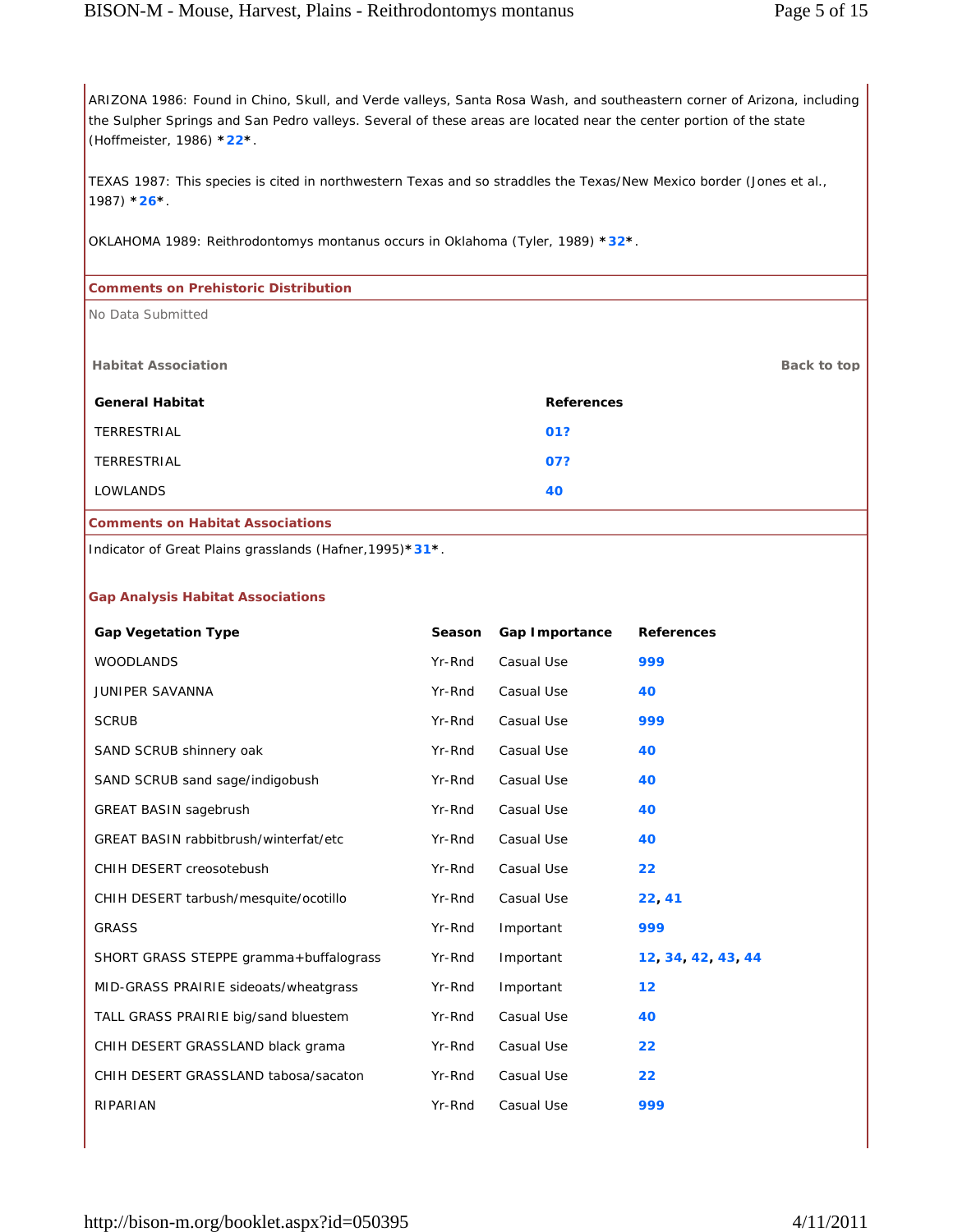ARIZONA 1986: Found in Chino, Skull, and Verde valleys, Santa Rosa Wash, and southeastern corner of Arizona, including the Sulpher Springs and San Pedro valleys. Several of these areas are located near the center portion of the state (Hoffmeister, 1986) *22*.

TEXAS 1987: This species is cited in northwestern Texas and so straddles the Texas/New Mexico border (Jones et al., 1987) *26*.

OKLAHOMA 1989: Reithrodontomys montanus occurs in Oklahoma (Tyler, 1989) *32*.

### Comments on Prehistoric Distribution

No Data Submitted

### Habitat Association

Back to top

| General Habitat | References |
| --- | --- |
| TERRESTRIAL | 01? |
| TERRESTRIAL | 07? |
| LOWLANDS | 40 |

### Comments on Habitat Associations

Indicator of Great Plains grasslands (Hafner,1995)*31*.

### Gap Analysis Habitat Associations

| Gap Vegetation Type | Season | Gap Importance | References |
| --- | --- | --- | --- |
| WOODLANDS | Yr-Rnd | Casual Use | 999 |
| JUNIPER SAVANNA | Yr-Rnd | Casual Use | 40 |
| SCRUB | Yr-Rnd | Casual Use | 999 |
| SAND SCRUB shinnery oak | Yr-Rnd | Casual Use | 40 |
| SAND SCRUB sand sage/indigobush | Yr-Rnd | Casual Use | 40 |
| GREAT BASIN sagebrush | Yr-Rnd | Casual Use | 40 |
| GREAT BASIN rabbitbrush/winterfat/etc | Yr-Rnd | Casual Use | 40 |
| CHIH DESERT creosotebush | Yr-Rnd | Casual Use | 22 |
| CHIH DESERT tarbush/mesquite/ocotillo | Yr-Rnd | Casual Use | 22, 41 |
| GRASS | Yr-Rnd | Important | 999 |
| SHORT GRASS STEPPE gramma+buffalograss | Yr-Rnd | Important | 12, 34, 42, 43, 44 |
| MID-GRASS PRAIRIE sideoats/wheatgrass | Yr-Rnd | Important | 12 |
| TALL GRASS PRAIRIE big/sand bluestem | Yr-Rnd | Casual Use | 40 |
| CHIH DESERT GRASSLAND black grama | Yr-Rnd | Casual Use | 22 |
| CHIH DESERT GRASSLAND tabosa/sacaton | Yr-Rnd | Casual Use | 22 |
| RIPARIAN | Yr-Rnd | Casual Use | 999 |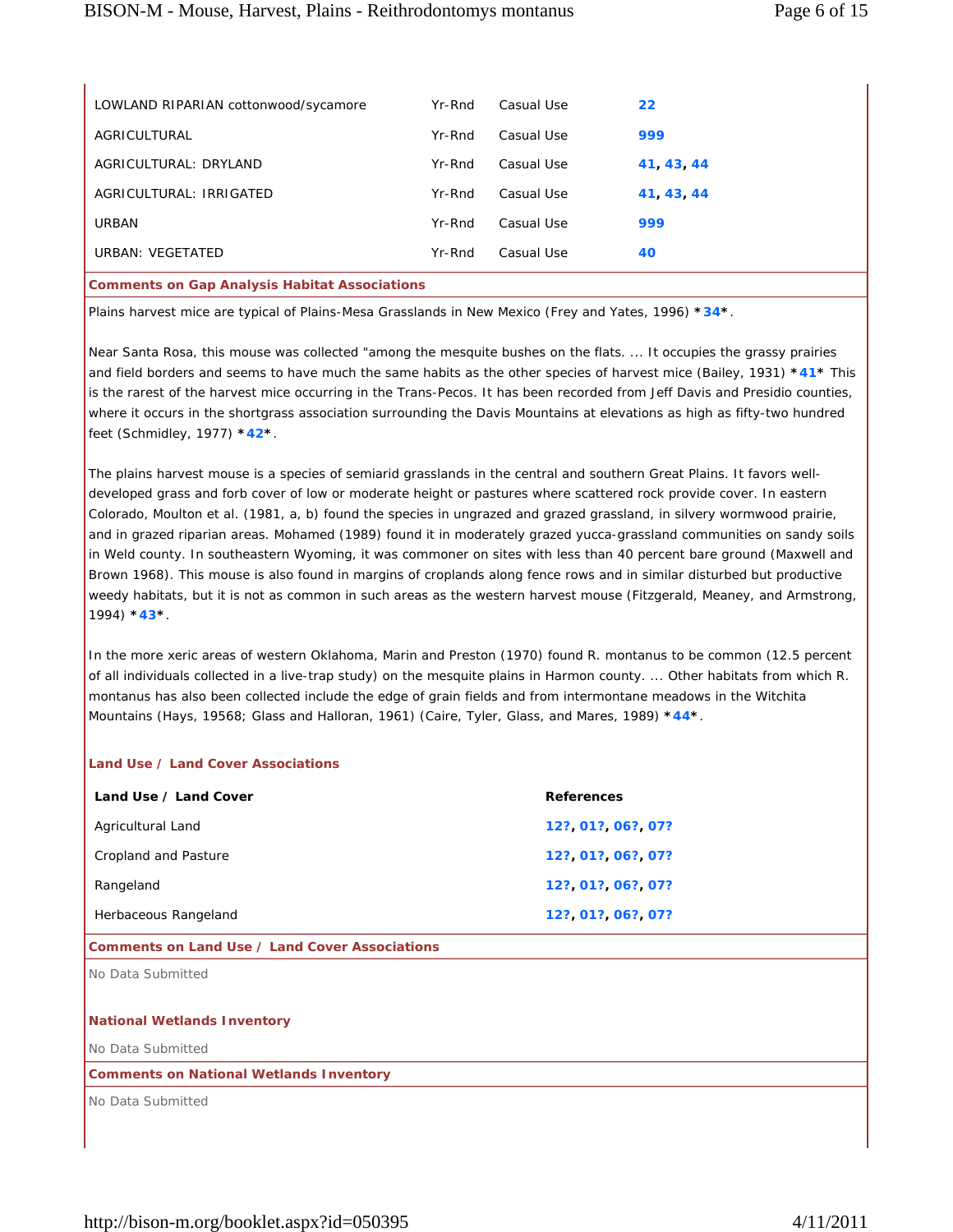| | | | |
|---|---|---|---|
| LOWLAND RIPARIAN cottonwood/sycamore | Yr-Rnd | Casual Use | 22 |
| AGRICULTURAL | Yr-Rnd | Casual Use | 999 |
| AGRICULTURAL: DRYLAND | Yr-Rnd | Casual Use | 41, 43, 44 |
| AGRICULTURAL: IRRIGATED | Yr-Rnd | Casual Use | 41, 43, 44 |
| URBAN | Yr-Rnd | Casual Use | 999 |
| URBAN: VEGETATED | Yr-Rnd | Casual Use | 40 |

**Comments on Gap Analysis Habitat Associations**

Plains harvest mice are typical of Plains-Mesa Grasslands in New Mexico (Frey and Yates, 1996) *34*.

Near Santa Rosa, this mouse was collected "among the mesquite bushes on the flats. ... It occupies the grassy prairies and field borders and seems to have much the same habits as the other species of harvest mice (Bailey, 1931) *41* This is the rarest of the harvest mice occurring in the Trans-Pecos. It has been recorded from Jeff Davis and Presidio counties, where it occurs in the shortgrass association surrounding the Davis Mountains at elevations as high as fifty-two hundred feet (Schmidley, 1977) *42*.

The plains harvest mouse is a species of semiarid grasslands in the central and southern Great Plains. It favors well-developed grass and forb cover of low or moderate height or pastures where scattered rock provide cover. In eastern Colorado, Moulton et al. (1981, a, b) found the species in ungrazed and grazed grassland, in silvery wormwood prairie, and in grazed riparian areas. Mohamed (1989) found it in moderately grazed yucca-grassland communities on sandy soils in Weld county. In southeastern Wyoming, it was commoner on sites with less than 40 percent bare ground (Maxwell and Brown 1968). This mouse is also found in margins of croplands along fence rows and in similar disturbed but productive weedy habitats, but it is not as common in such areas as the western harvest mouse (Fitzgerald, Meaney, and Armstrong, 1994) *43*.

In the more xeric areas of western Oklahoma, Marin and Preston (1970) found R. montanus to be common (12.5 percent of all individuals collected in a live-trap study) on the mesquite plains in Harmon county. ... Other habitats from which R. montanus has also been collected include the edge of grain fields and from intermontane meadows in the Witchita Mountains (Hays, 19568; Glass and Halloran, 1961) (Caire, Tyler, Glass, and Mares, 1989) *44*.

**Land Use / Land Cover Associations**

| Land Use / Land Cover | References |
|---|---|
| Agricultural Land | 12?, 01?, 06?, 07? |
| Cropland and Pasture | 12?, 01?, 06?, 07? |
| Rangeland | 12?, 01?, 06?, 07? |
| Herbaceous Rangeland | 12?, 01?, 06?, 07? |

**Comments on Land Use / Land Cover Associations**

No Data Submitted

**National Wetlands Inventory**

No Data Submitted

**Comments on National Wetlands Inventory**

No Data Submitted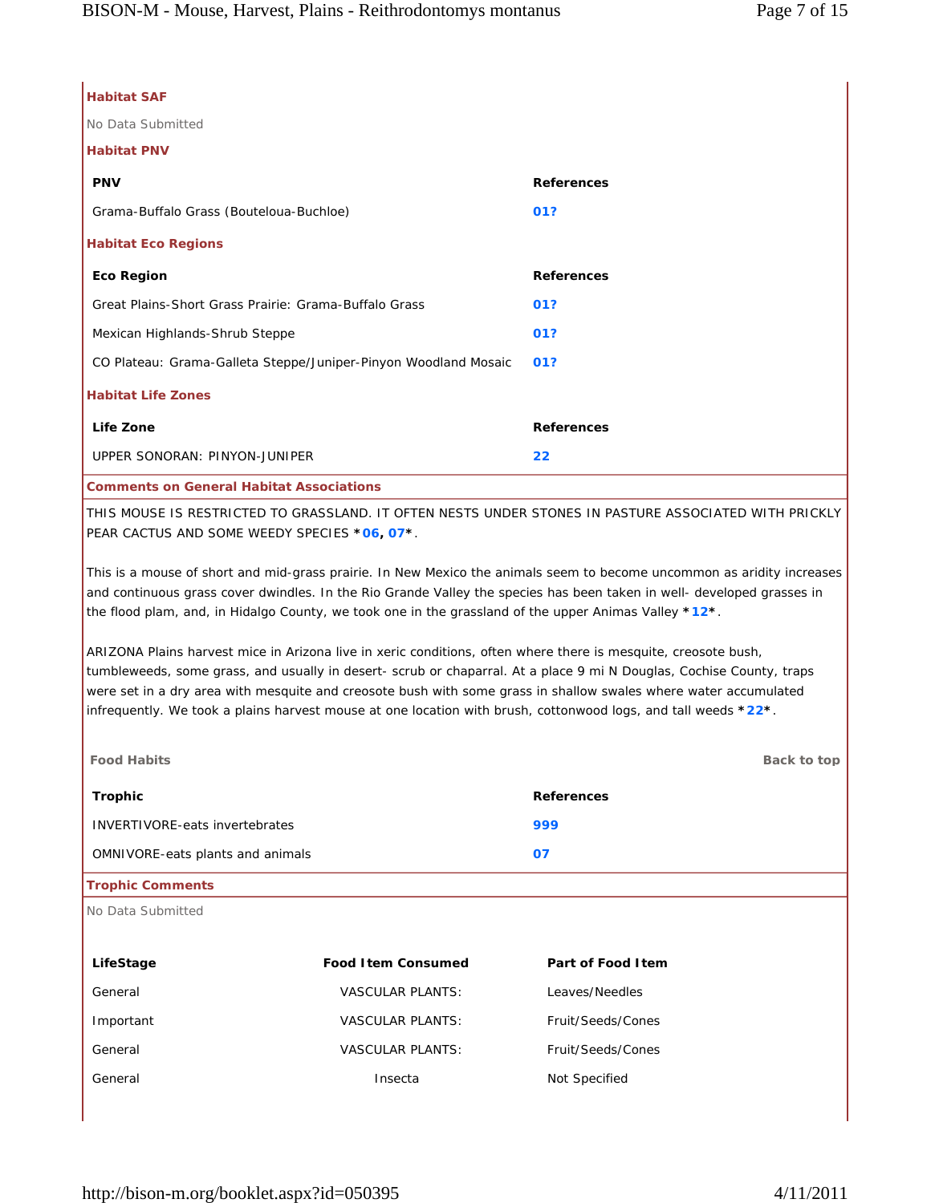### Habitat SAF

No Data Submitted

### Habitat PNV

| PNV | References |
|---|---|
| Grama-Buffalo Grass (Bouteloua-Buchloe) | 01? |

### Habitat Eco Regions

| Eco Region | References |
|---|---|
| Great Plains-Short Grass Prairie: Grama-Buffalo Grass | 01? |
| Mexican Highlands-Shrub Steppe | 01? |
| CO Plateau: Grama-Galleta Steppe/Juniper-Pinyon Woodland Mosaic | 01? |

### Habitat Life Zones

| Life Zone | References |
|---|---|
| UPPER SONORAN: PINYON-JUNIPER | 22 |

### Comments on General Habitat Associations

THIS MOUSE IS RESTRICTED TO GRASSLAND. IT OFTEN NESTS UNDER STONES IN PASTURE ASSOCIATED WITH PRICKLY PEAR CACTUS AND SOME WEEDY SPECIES *06, 07*.

This is a mouse of short and mid-grass prairie. In New Mexico the animals seem to become uncommon as aridity increases and continuous grass cover dwindles. In the Rio Grande Valley the species has been taken in well- developed grasses in the flood plam, and, in Hidalgo County, we took one in the grassland of the upper Animas Valley *12*.

ARIZONA Plains harvest mice in Arizona live in xeric conditions, often where there is mesquite, creosote bush, tumbleweeds, some grass, and usually in desert- scrub or chaparral. At a place 9 mi N Douglas, Cochise County, traps were set in a dry area with mesquite and creosote bush with some grass in shallow swales where water accumulated infrequently. We took a plains harvest mouse at one location with brush, cottonwood logs, and tall weeds *22*.

## Food Habits

Back to top

| Trophic | References |
|---|---|
| INVERTIVORE-eats invertebrates | 999 |
| OMNIVORE-eats plants and animals | 07 |

### Trophic Comments

No Data Submitted

| LifeStage | Food Item Consumed | Part of Food Item |
|---|---|---|
| General | VASCULAR PLANTS: | Leaves/Needles |
| Important | VASCULAR PLANTS: | Fruit/Seeds/Cones |
| General | VASCULAR PLANTS: | Fruit/Seeds/Cones |
| General | Insecta | Not Specified |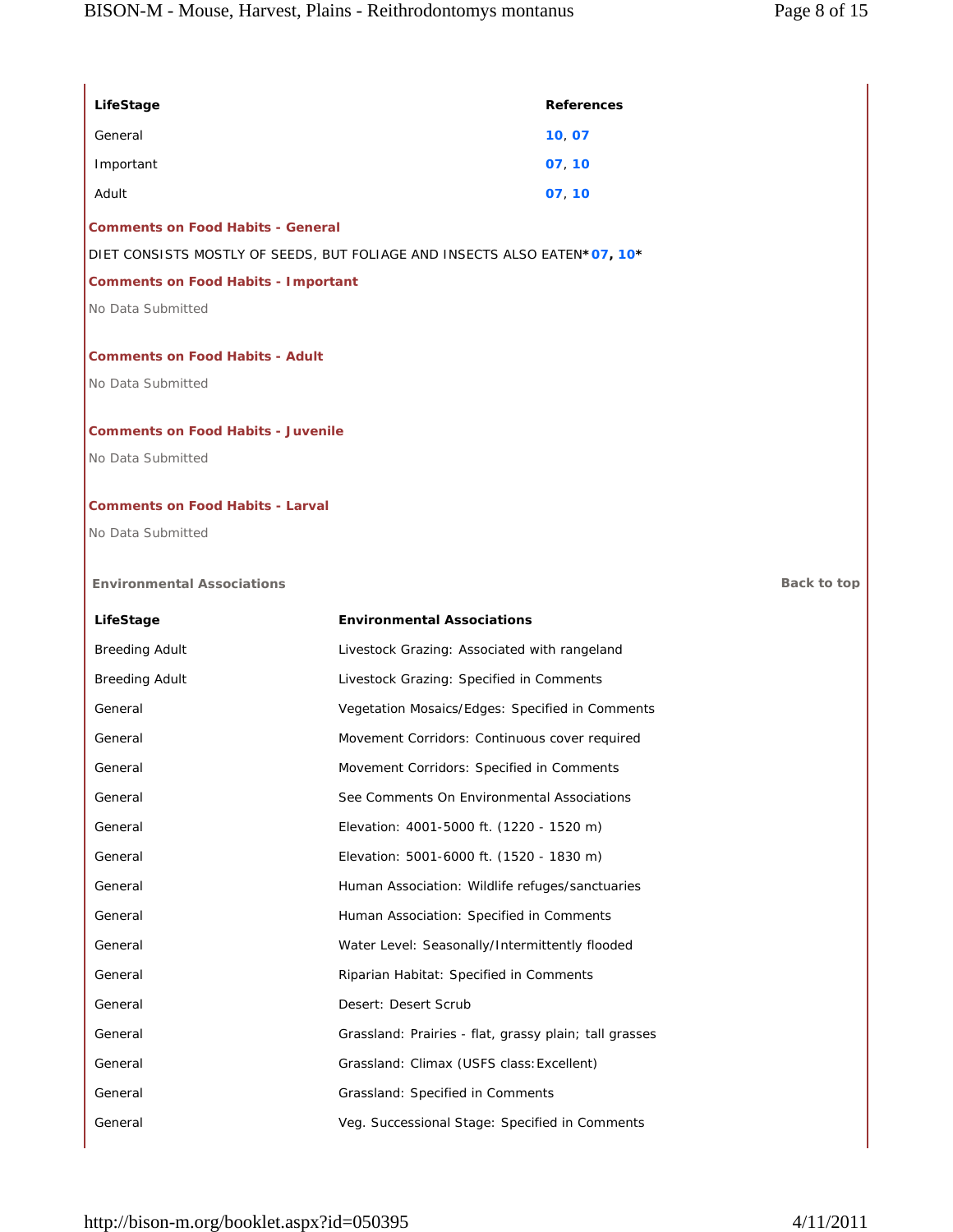| LifeStage | References |
| --- | --- |
| General | 10, 07 |
| Important | 07, 10 |
| Adult | 07, 10 |

**Comments on Food Habits - General**

DIET CONSISTS MOSTLY OF SEEDS, BUT FOLIAGE AND INSECTS ALSO EATEN***07, 10***

**Comments on Food Habits - Important**

No Data Submitted

**Comments on Food Habits - Adult**

No Data Submitted

**Comments on Food Habits - Juvenile**

No Data Submitted

**Comments on Food Habits - Larval**

No Data Submitted

## Environmental Associations

Back to top

| LifeStage | Environmental Associations |
| --- | --- |
| Breeding Adult | Livestock Grazing: Associated with rangeland |
| Breeding Adult | Livestock Grazing: Specified in Comments |
| General | Vegetation Mosaics/Edges: Specified in Comments |
| General | Movement Corridors: Continuous cover required |
| General | Movement Corridors: Specified in Comments |
| General | See Comments On Environmental Associations |
| General | Elevation: 4001-5000 ft. (1220 - 1520 m) |
| General | Elevation: 5001-6000 ft. (1520 - 1830 m) |
| General | Human Association: Wildlife refuges/sanctuaries |
| General | Human Association: Specified in Comments |
| General | Water Level: Seasonally/Intermittently flooded |
| General | Riparian Habitat: Specified in Comments |
| General | Desert: Desert Scrub |
| General | Grassland: Prairies - flat, grassy plain; tall grasses |
| General | Grassland: Climax (USFS class: Excellent) |
| General | Grassland: Specified in Comments |
| General | Veg. Successional Stage: Specified in Comments |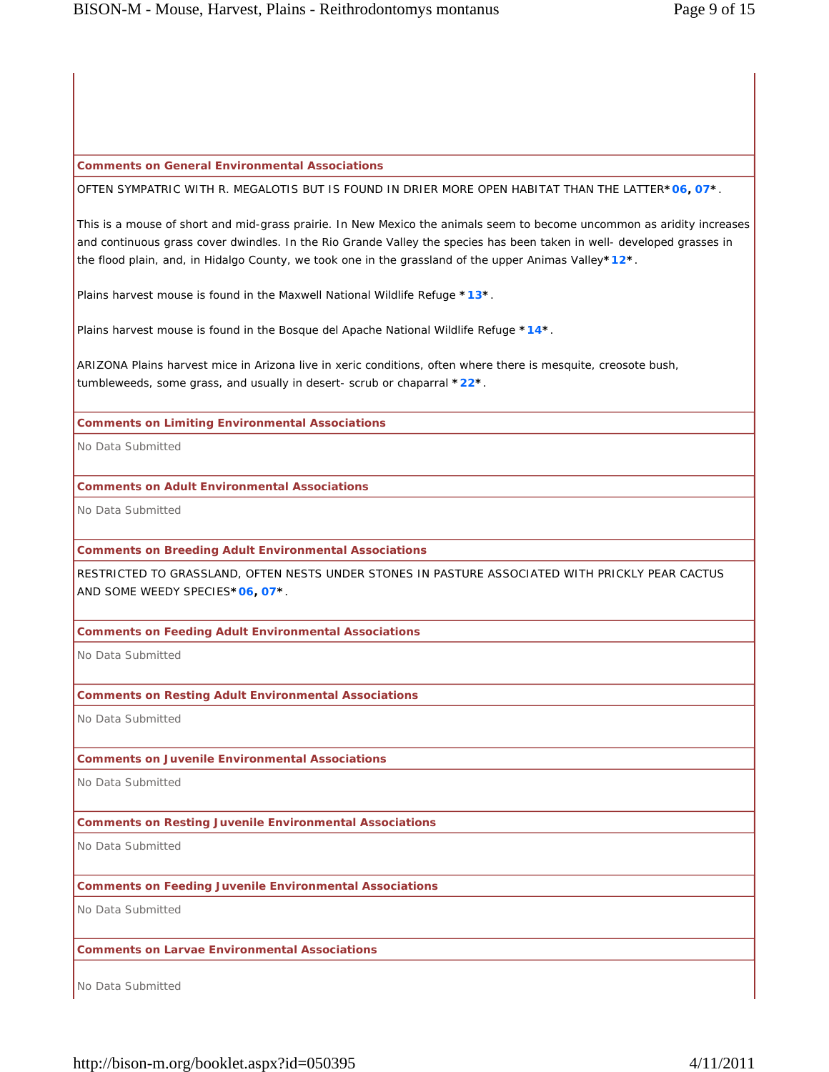### Comments on General Environmental Associations

OFTEN SYMPATRIC WITH R. MEGALOTIS BUT IS FOUND IN DRIER MORE OPEN HABITAT THAN THE LATTER*06, 07*.

This is a mouse of short and mid-grass prairie. In New Mexico the animals seem to become uncommon as aridity increases and continuous grass cover dwindles. In the Rio Grande Valley the species has been taken in well- developed grasses in the flood plain, and, in Hidalgo County, we took one in the grassland of the upper Animas Valley*12*.

Plains harvest mouse is found in the Maxwell National Wildlife Refuge *13*.

Plains harvest mouse is found in the Bosque del Apache National Wildlife Refuge *14*.

ARIZONA Plains harvest mice in Arizona live in xeric conditions, often where there is mesquite, creosote bush, tumbleweeds, some grass, and usually in desert- scrub or chaparral *22*.

### Comments on Limiting Environmental Associations

No Data Submitted

### Comments on Adult Environmental Associations

No Data Submitted

### Comments on Breeding Adult Environmental Associations

RESTRICTED TO GRASSLAND, OFTEN NESTS UNDER STONES IN PASTURE ASSOCIATED WITH PRICKLY PEAR CACTUS AND SOME WEEDY SPECIES*06, 07*.

### Comments on Feeding Adult Environmental Associations

No Data Submitted

### Comments on Resting Adult Environmental Associations

No Data Submitted

### Comments on Juvenile Environmental Associations

No Data Submitted

### Comments on Resting Juvenile Environmental Associations

No Data Submitted

### Comments on Feeding Juvenile Environmental Associations

No Data Submitted

### Comments on Larvae Environmental Associations

No Data Submitted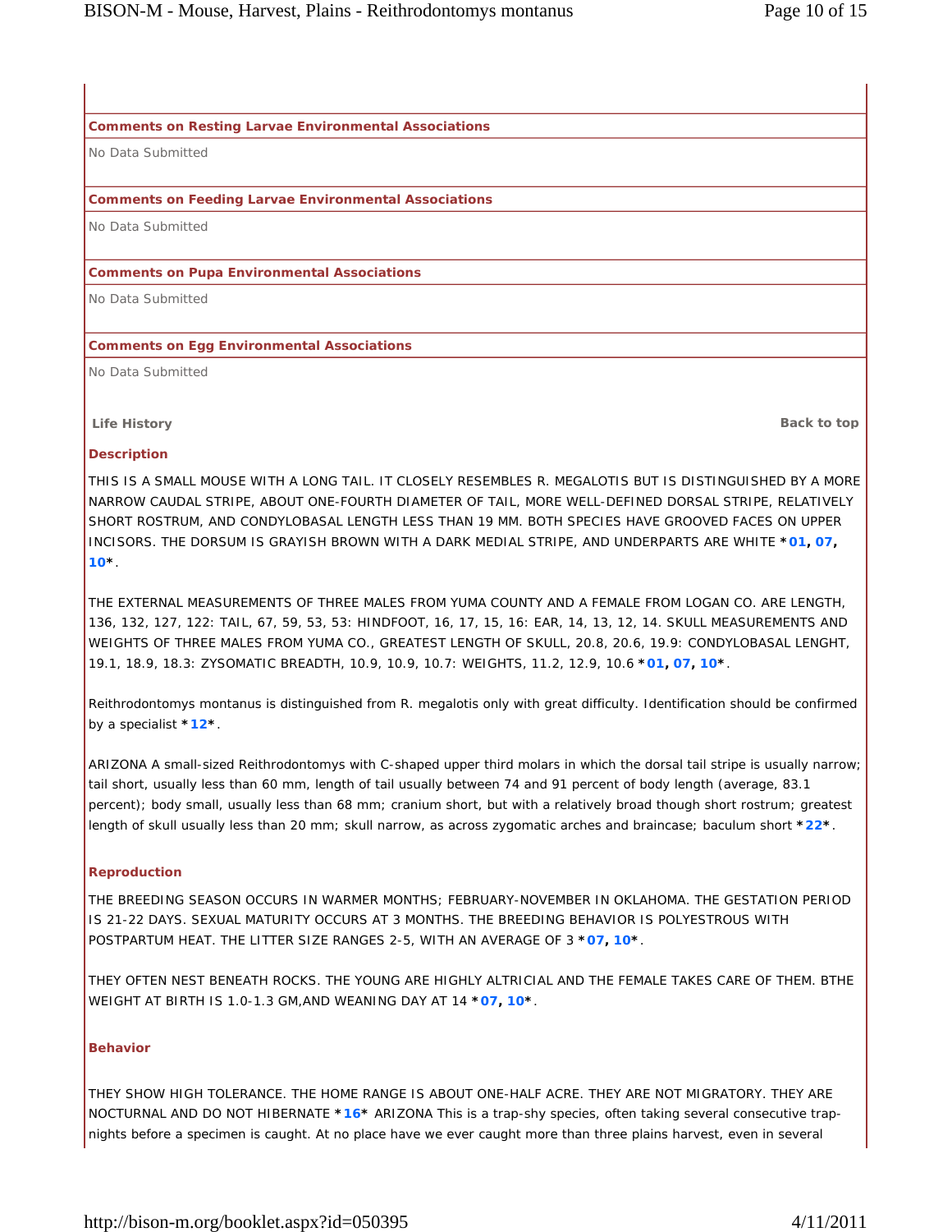**Comments on Resting Larvae Environmental Associations**

No Data Submitted

**Comments on Feeding Larvae Environmental Associations**

No Data Submitted

**Comments on Pupa Environmental Associations**

No Data Submitted

**Comments on Egg Environmental Associations**

No Data Submitted

## Life History

Back to top

### Description

THIS IS A SMALL MOUSE WITH A LONG TAIL. IT CLOSELY RESEMBLES R. MEGALOTIS BUT IS DISTINGUISHED BY A MORE NARROW CAUDAL STRIPE, ABOUT ONE-FOURTH DIAMETER OF TAIL, MORE WELL-DEFINED DORSAL STRIPE, RELATIVELY SHORT ROSTRUM, AND CONDYLOBASAL LENGTH LESS THAN 19 MM. BOTH SPECIES HAVE GROOVED FACES ON UPPER INCISORS. THE DORSUM IS GRAYISH BROWN WITH A DARK MEDIAL STRIPE, AND UNDERPARTS ARE WHITE *01, 07, 10*.

THE EXTERNAL MEASUREMENTS OF THREE MALES FROM YUMA COUNTY AND A FEMALE FROM LOGAN CO. ARE LENGTH, 136, 132, 127, 122: TAIL, 67, 59, 53, 53: HINDFOOT, 16, 17, 15, 16: EAR, 14, 13, 12, 14. SKULL MEASUREMENTS AND WEIGHTS OF THREE MALES FROM YUMA CO., GREATEST LENGTH OF SKULL, 20.8, 20.6, 19.9: CONDYLOBASAL LENGHT, 19.1, 18.9, 18.3: ZYSOMATIC BREADTH, 10.9, 10.9, 10.7: WEIGHTS, 11.2, 12.9, 10.6 *01, 07, 10*.

Reithrodontomys montanus is distinguished from R. megalotis only with great difficulty. Identification should be confirmed by a specialist *12*.

ARIZONA A small-sized Reithrodontomys with C-shaped upper third molars in which the dorsal tail stripe is usually narrow; tail short, usually less than 60 mm, length of tail usually between 74 and 91 percent of body length (average, 83.1 percent); body small, usually less than 68 mm; cranium short, but with a relatively broad though short rostrum; greatest length of skull usually less than 20 mm; skull narrow, as across zygomatic arches and braincase; baculum short *22*.

### Reproduction

THE BREEDING SEASON OCCURS IN WARMER MONTHS; FEBRUARY-NOVEMBER IN OKLAHOMA. THE GESTATION PERIOD IS 21-22 DAYS. SEXUAL MATURITY OCCURS AT 3 MONTHS. THE BREEDING BEHAVIOR IS POLYESTROUS WITH POSTPARTUM HEAT. THE LITTER SIZE RANGES 2-5, WITH AN AVERAGE OF 3 *07, 10*.

THEY OFTEN NEST BENEATH ROCKS. THE YOUNG ARE HIGHLY ALTRICIAL AND THE FEMALE TAKES CARE OF THEM. BTHE WEIGHT AT BIRTH IS 1.0-1.3 GM,AND WEANING DAY AT 14 *07, 10*.

### Behavior

THEY SHOW HIGH TOLERANCE. THE HOME RANGE IS ABOUT ONE-HALF ACRE. THEY ARE NOT MIGRATORY. THEY ARE NOCTURNAL AND DO NOT HIBERNATE *16* ARIZONA This is a trap-shy species, often taking several consecutive trap-nights before a specimen is caught. At no place have we ever caught more than three plains harvest, even in several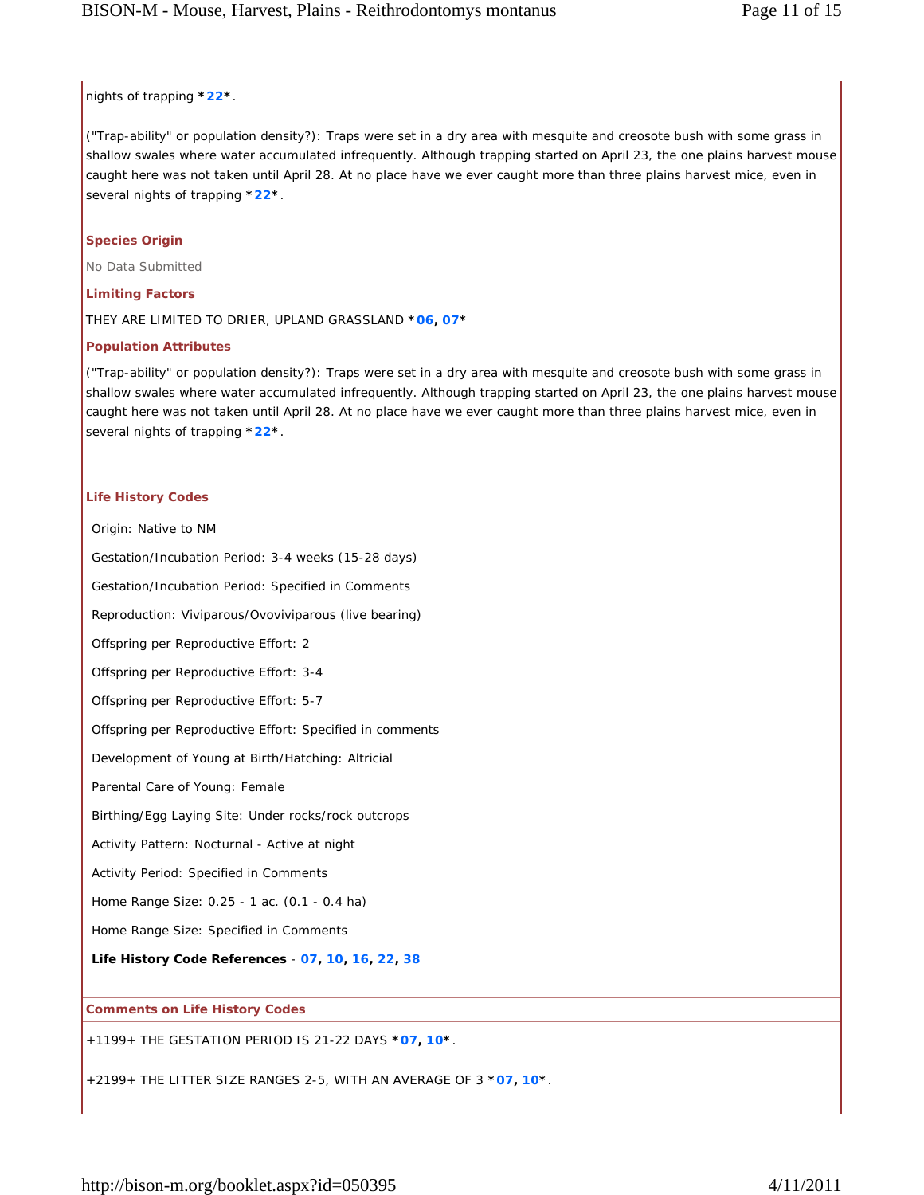nights of trapping *22*.

("Trap-ability" or population density?): Traps were set in a dry area with mesquite and creosote bush with some grass in shallow swales where water accumulated infrequently. Although trapping started on April 23, the one plains harvest mouse caught here was not taken until April 28. At no place have we ever caught more than three plains harvest mice, even in several nights of trapping *22*.

### Species Origin

No Data Submitted

### Limiting Factors

THEY ARE LIMITED TO DRIER, UPLAND GRASSLAND *06, 07*

### Population Attributes

("Trap-ability" or population density?): Traps were set in a dry area with mesquite and creosote bush with some grass in shallow swales where water accumulated infrequently. Although trapping started on April 23, the one plains harvest mouse caught here was not taken until April 28. At no place have we ever caught more than three plains harvest mice, even in several nights of trapping *22*.

### Life History Codes

Origin: Native to NM

Gestation/Incubation Period: 3-4 weeks (15-28 days)

Gestation/Incubation Period: Specified in Comments

Reproduction: Viviparous/Ovoviviparous (live bearing)

Offspring per Reproductive Effort: 2

Offspring per Reproductive Effort: 3-4

Offspring per Reproductive Effort: 5-7

Offspring per Reproductive Effort: Specified in comments

Development of Young at Birth/Hatching: Altricial

Parental Care of Young: Female

Birthing/Egg Laying Site: Under rocks/rock outcrops

Activity Pattern: Nocturnal - Active at night

Activity Period: Specified in Comments

Home Range Size: 0.25 - 1 ac. (0.1 - 0.4 ha)

Home Range Size: Specified in Comments

**Life History Code References** - 07, 10, 16, 22, 38

### Comments on Life History Codes

+1199+ THE GESTATION PERIOD IS 21-22 DAYS *07, 10*.

+2199+ THE LITTER SIZE RANGES 2-5, WITH AN AVERAGE OF 3 *07, 10*.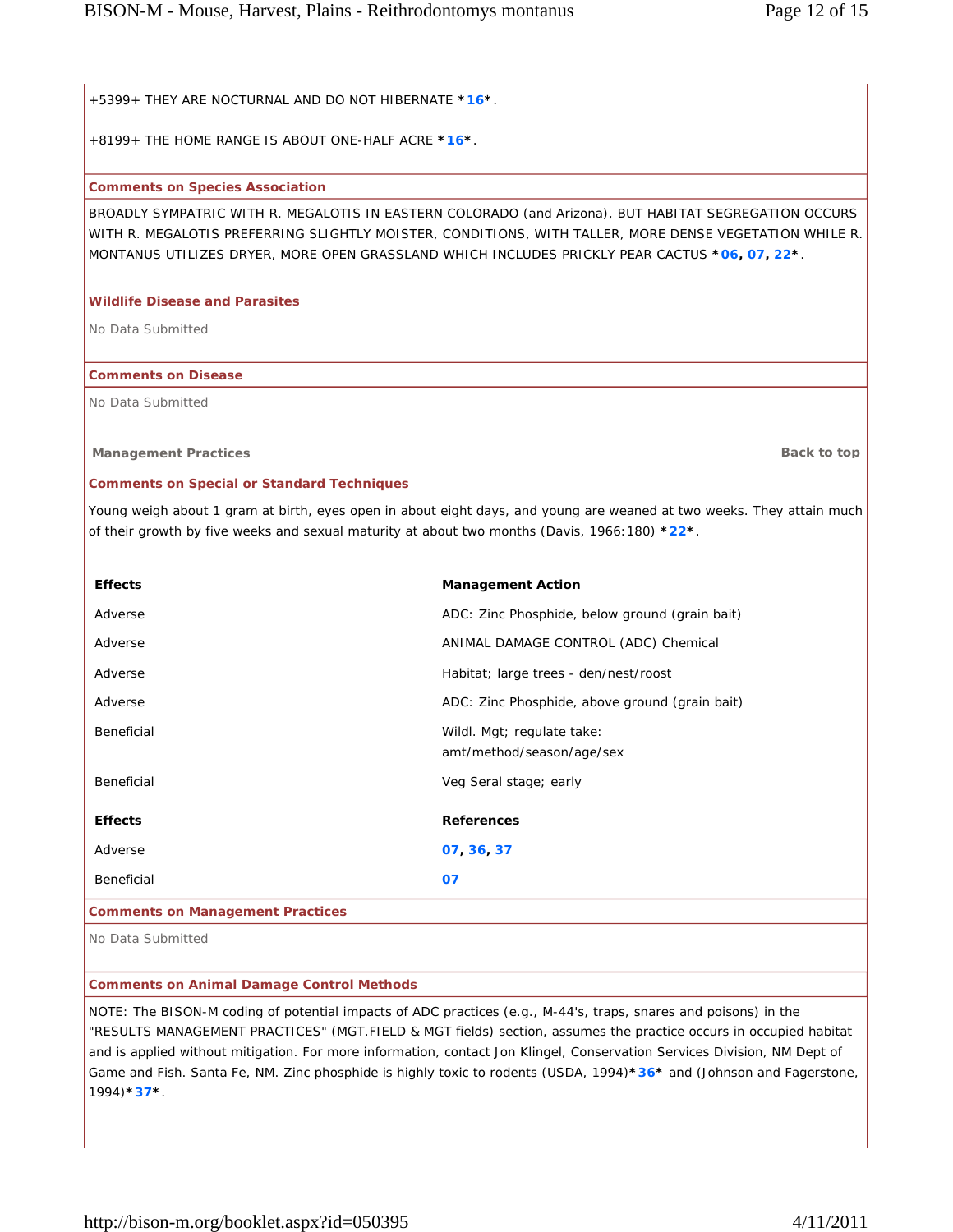+5399+ THEY ARE NOCTURNAL AND DO NOT HIBERNATE ***16***.

+8199+ THE HOME RANGE IS ABOUT ONE-HALF ACRE ***16***.

### Comments on Species Association

BROADLY SYMPATRIC WITH R. MEGALOTIS IN EASTERN COLORADO (and Arizona), BUT HABITAT SEGREGATION OCCURS WITH R. MEGALOTIS PREFERRING SLIGHTLY MOISTER, CONDITIONS, WITH TALLER, MORE DENSE VEGETATION WHILE R. MONTANUS UTILIZES DRYER, MORE OPEN GRASSLAND WHICH INCLUDES PRICKLY PEAR CACTUS ***06, 07, 22***.

### Wildlife Disease and Parasites

No Data Submitted

### Comments on Disease

No Data Submitted

## Management Practices

Back to top

### Comments on Special or Standard Techniques

Young weigh about 1 gram at birth, eyes open in about eight days, and young are weaned at two weeks. They attain much of their growth by five weeks and sexual maturity at about two months (Davis, 1966:180) ***22***.

| Effects | Management Action |
|---|---|
| Adverse | ADC: Zinc Phosphide, below ground (grain bait) |
| Adverse | ANIMAL DAMAGE CONTROL (ADC) Chemical |
| Adverse | Habitat; large trees - den/nest/roost |
| Adverse | ADC: Zinc Phosphide, above ground (grain bait) |
| Beneficial | Wildl. Mgt; regulate take: amt/method/season/age/sex |
| Beneficial | Veg Seral stage; early |

| Effects | References |
|---|---|
| Adverse | **07, 36, 37** |
| Beneficial | **07** |

### Comments on Management Practices

No Data Submitted

### Comments on Animal Damage Control Methods

NOTE: The BISON-M coding of potential impacts of ADC practices (e.g., M-44's, traps, snares and poisons) in the "RESULTS MANAGEMENT PRACTICES" (MGT.FIELD & MGT fields) section, assumes the practice occurs in occupied habitat and is applied without mitigation. For more information, contact Jon Klingel, Conservation Services Division, NM Dept of Game and Fish. Santa Fe, NM. Zinc phosphide is highly toxic to rodents (USDA, 1994)***36*** and (Johnson and Fagerstone, 1994)***37***.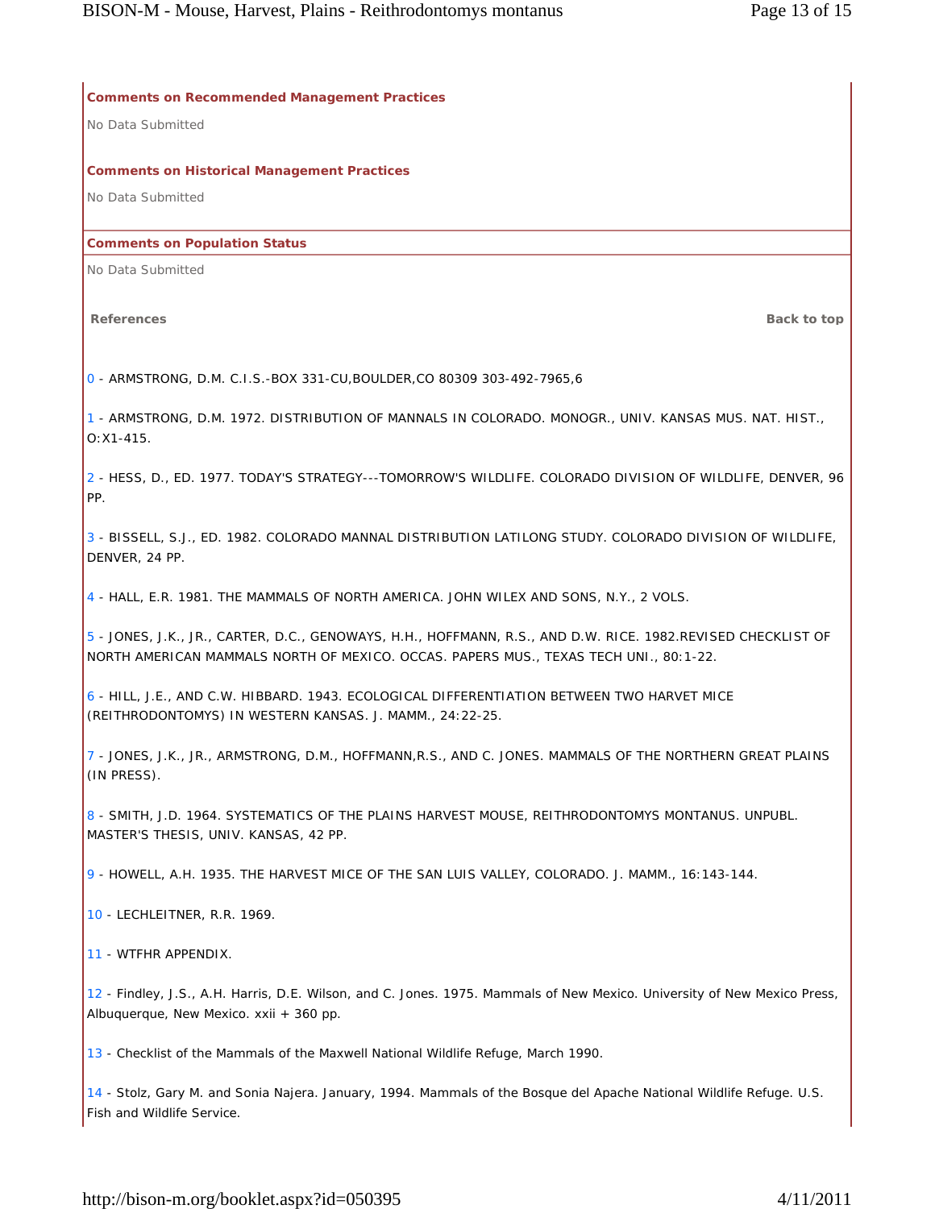### Comments on Recommended Management Practices

No Data Submitted

### Comments on Historical Management Practices

No Data Submitted

### Comments on Population Status

No Data Submitted

**References** **Back to top**

0 - ARMSTRONG, D.M. C.I.S.-BOX 331-CU,BOULDER,CO 80309 303-492-7965,6

1 - ARMSTRONG, D.M. 1972. DISTRIBUTION OF MANNALS IN COLORADO. MONOGR., UNIV. KANSAS MUS. NAT. HIST., O:X1-415.

2 - HESS, D., ED. 1977. TODAY'S STRATEGY---TOMORROW'S WILDLIFE. COLORADO DIVISION OF WILDLIFE, DENVER, 96 PP.

3 - BISSELL, S.J., ED. 1982. COLORADO MANNAL DISTRIBUTION LATILONG STUDY. COLORADO DIVISION OF WILDLIFE, DENVER, 24 PP.

4 - HALL, E.R. 1981. THE MAMMALS OF NORTH AMERICA. JOHN WILEX AND SONS, N.Y., 2 VOLS.

5 - JONES, J.K., JR., CARTER, D.C., GENOWAYS, H.H., HOFFMANN, R.S., AND D.W. RICE. 1982.REVISED CHECKLIST OF NORTH AMERICAN MAMMALS NORTH OF MEXICO. OCCAS. PAPERS MUS., TEXAS TECH UNI., 80:1-22.

6 - HILL, J.E., AND C.W. HIBBARD. 1943. ECOLOGICAL DIFFERENTIATION BETWEEN TWO HARVET MICE (REITHRODONTOMYS) IN WESTERN KANSAS. J. MAMM., 24:22-25.

7 - JONES, J.K., JR., ARMSTRONG, D.M., HOFFMANN,R.S., AND C. JONES. MAMMALS OF THE NORTHERN GREAT PLAINS (IN PRESS).

8 - SMITH, J.D. 1964. SYSTEMATICS OF THE PLAINS HARVEST MOUSE, REITHRODONTOMYS MONTANUS. UNPUBL. MASTER'S THESIS, UNIV. KANSAS, 42 PP.

9 - HOWELL, A.H. 1935. THE HARVEST MICE OF THE SAN LUIS VALLEY, COLORADO. J. MAMM., 16:143-144.

10 - LECHLEITNER, R.R. 1969.

11 - WTFHR APPENDIX.

12 - Findley, J.S., A.H. Harris, D.E. Wilson, and C. Jones. 1975. Mammals of New Mexico. University of New Mexico Press, Albuquerque, New Mexico. xxii + 360 pp.

13 - Checklist of the Mammals of the Maxwell National Wildlife Refuge, March 1990.

14 - Stolz, Gary M. and Sonia Najera. January, 1994. Mammals of the Bosque del Apache National Wildlife Refuge. U.S. Fish and Wildlife Service.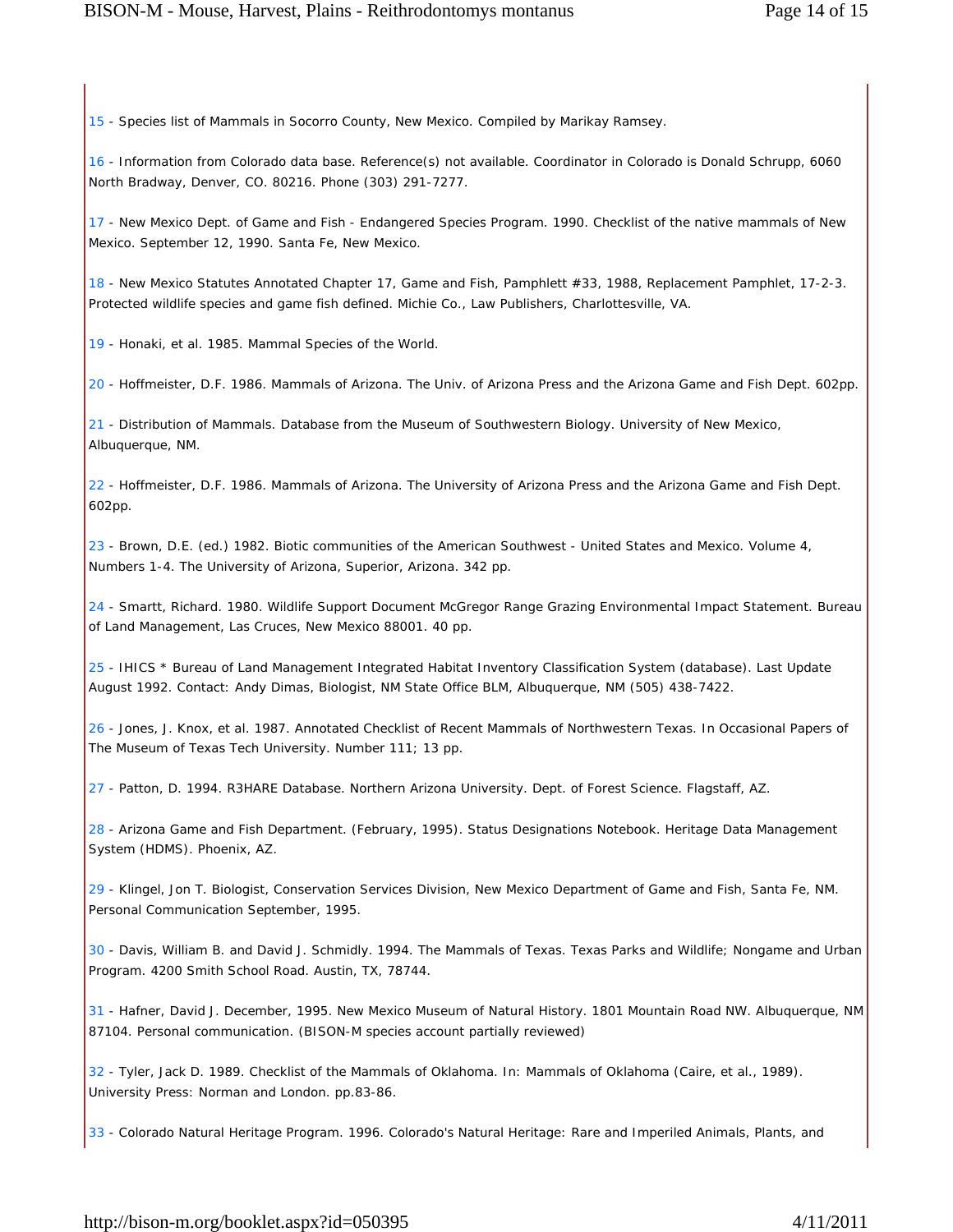15 - Species list of Mammals in Socorro County, New Mexico. Compiled by Marikay Ramsey.

16 - Information from Colorado data base. Reference(s) not available. Coordinator in Colorado is Donald Schrupp, 6060 North Bradway, Denver, CO. 80216. Phone (303) 291-7277.

17 - New Mexico Dept. of Game and Fish - Endangered Species Program. 1990. Checklist of the native mammals of New Mexico. September 12, 1990. Santa Fe, New Mexico.

18 - New Mexico Statutes Annotated Chapter 17, Game and Fish, Pamphlett #33, 1988, Replacement Pamphlet, 17-2-3. Protected wildlife species and game fish defined. Michie Co., Law Publishers, Charlottesville, VA.

19 - Honaki, et al. 1985. Mammal Species of the World.

20 - Hoffmeister, D.F. 1986. Mammals of Arizona. The Univ. of Arizona Press and the Arizona Game and Fish Dept. 602pp.

21 - Distribution of Mammals. Database from the Museum of Southwestern Biology. University of New Mexico, Albuquerque, NM.

22 - Hoffmeister, D.F. 1986. Mammals of Arizona. The University of Arizona Press and the Arizona Game and Fish Dept. 602pp.

23 - Brown, D.E. (ed.) 1982. Biotic communities of the American Southwest - United States and Mexico. Volume 4, Numbers 1-4. The University of Arizona, Superior, Arizona. 342 pp.

24 - Smartt, Richard. 1980. Wildlife Support Document McGregor Range Grazing Environmental Impact Statement. Bureau of Land Management, Las Cruces, New Mexico 88001. 40 pp.

25 - IHICS * Bureau of Land Management Integrated Habitat Inventory Classification System (database). Last Update August 1992. Contact: Andy Dimas, Biologist, NM State Office BLM, Albuquerque, NM (505) 438-7422.

26 - Jones, J. Knox, et al. 1987. Annotated Checklist of Recent Mammals of Northwestern Texas. In Occasional Papers of The Museum of Texas Tech University. Number 111; 13 pp.

27 - Patton, D. 1994. R3HARE Database. Northern Arizona University. Dept. of Forest Science. Flagstaff, AZ.

28 - Arizona Game and Fish Department. (February, 1995). Status Designations Notebook. Heritage Data Management System (HDMS). Phoenix, AZ.

29 - Klingel, Jon T. Biologist, Conservation Services Division, New Mexico Department of Game and Fish, Santa Fe, NM. Personal Communication September, 1995.

30 - Davis, William B. and David J. Schmidly. 1994. The Mammals of Texas. Texas Parks and Wildlife; Nongame and Urban Program. 4200 Smith School Road. Austin, TX, 78744.

31 - Hafner, David J. December, 1995. New Mexico Museum of Natural History. 1801 Mountain Road NW. Albuquerque, NM 87104. Personal communication. (BISON-M species account partially reviewed)

32 - Tyler, Jack D. 1989. Checklist of the Mammals of Oklahoma. In: Mammals of Oklahoma (Caire, et al., 1989). University Press: Norman and London. pp.83-86.

33 - Colorado Natural Heritage Program. 1996. Colorado's Natural Heritage: Rare and Imperiled Animals, Plants, and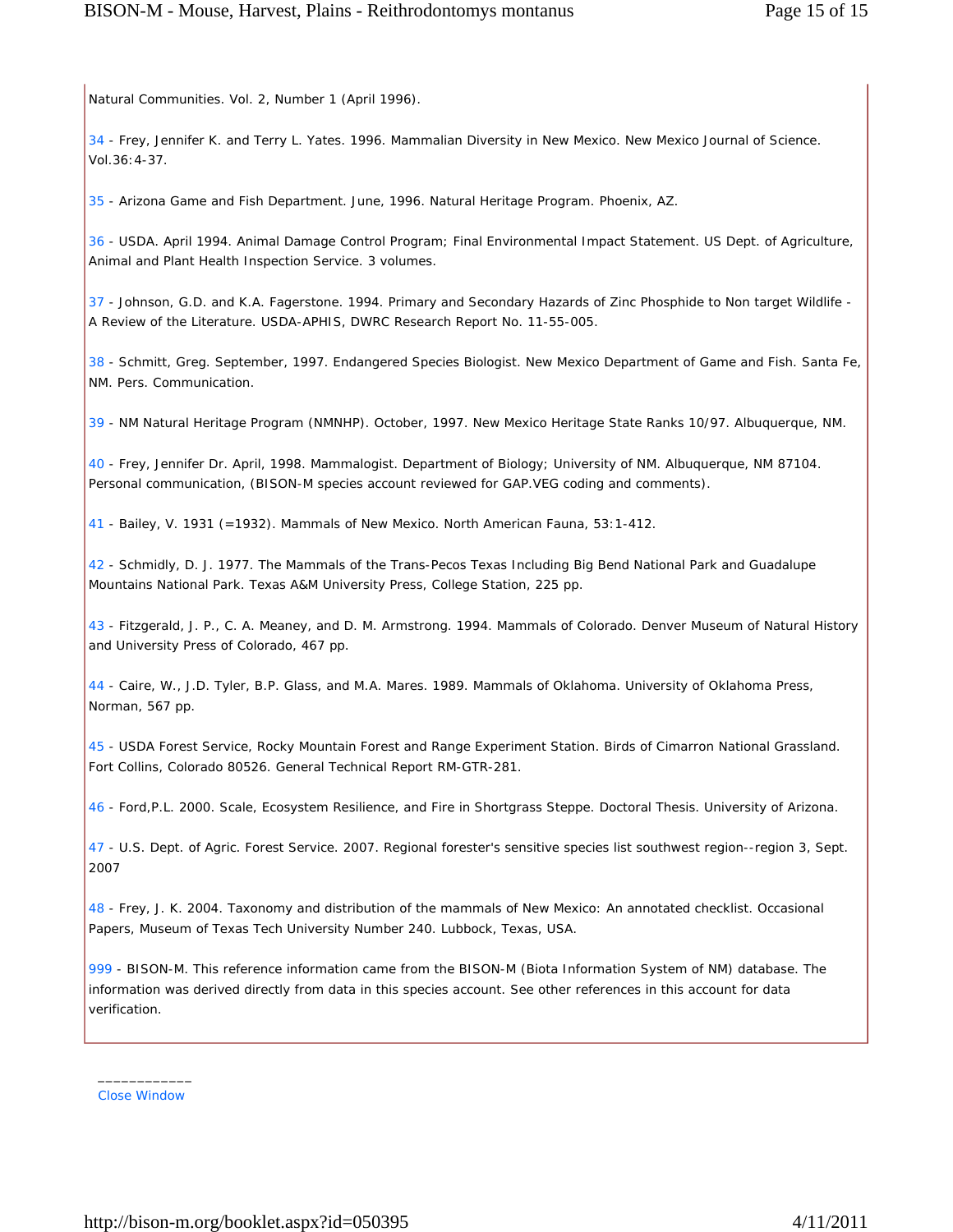Natural Communities. Vol. 2, Number 1 (April 1996).

34 - Frey, Jennifer K. and Terry L. Yates. 1996. Mammalian Diversity in New Mexico. New Mexico Journal of Science. Vol.36:4-37.

35 - Arizona Game and Fish Department. June, 1996. Natural Heritage Program. Phoenix, AZ.

36 - USDA. April 1994. Animal Damage Control Program; Final Environmental Impact Statement. US Dept. of Agriculture, Animal and Plant Health Inspection Service. 3 volumes.

37 - Johnson, G.D. and K.A. Fagerstone. 1994. Primary and Secondary Hazards of Zinc Phosphide to Non target Wildlife - A Review of the Literature. USDA-APHIS, DWRC Research Report No. 11-55-005.

38 - Schmitt, Greg. September, 1997. Endangered Species Biologist. New Mexico Department of Game and Fish. Santa Fe, NM. Pers. Communication.

39 - NM Natural Heritage Program (NMNHP). October, 1997. New Mexico Heritage State Ranks 10/97. Albuquerque, NM.

40 - Frey, Jennifer Dr. April, 1998. Mammalogist. Department of Biology; University of NM. Albuquerque, NM 87104. Personal communication, (BISON-M species account reviewed for GAP.VEG coding and comments).

41 - Bailey, V. 1931 (=1932). Mammals of New Mexico. North American Fauna, 53:1-412.

42 - Schmidly, D. J. 1977. The Mammals of the Trans-Pecos Texas Including Big Bend National Park and Guadalupe Mountains National Park. Texas A&M University Press, College Station, 225 pp.

43 - Fitzgerald, J. P., C. A. Meaney, and D. M. Armstrong. 1994. Mammals of Colorado. Denver Museum of Natural History and University Press of Colorado, 467 pp.

44 - Caire, W., J.D. Tyler, B.P. Glass, and M.A. Mares. 1989. Mammals of Oklahoma. University of Oklahoma Press, Norman, 567 pp.

45 - USDA Forest Service, Rocky Mountain Forest and Range Experiment Station. Birds of Cimarron National Grassland. Fort Collins, Colorado 80526. General Technical Report RM-GTR-281.

46 - Ford,P.L. 2000. Scale, Ecosystem Resilience, and Fire in Shortgrass Steppe. Doctoral Thesis. University of Arizona.

47 - U.S. Dept. of Agric. Forest Service. 2007. Regional forester's sensitive species list southwest region--region 3, Sept. 2007

48 - Frey, J. K. 2004. Taxonomy and distribution of the mammals of New Mexico: An annotated checklist. Occasional Papers, Museum of Texas Tech University Number 240. Lubbock, Texas, USA.

999 - BISON-M. This reference information came from the BISON-M (Biota Information System of NM) database. The information was derived directly from data in this species account. See other references in this account for data verification.

Close Window